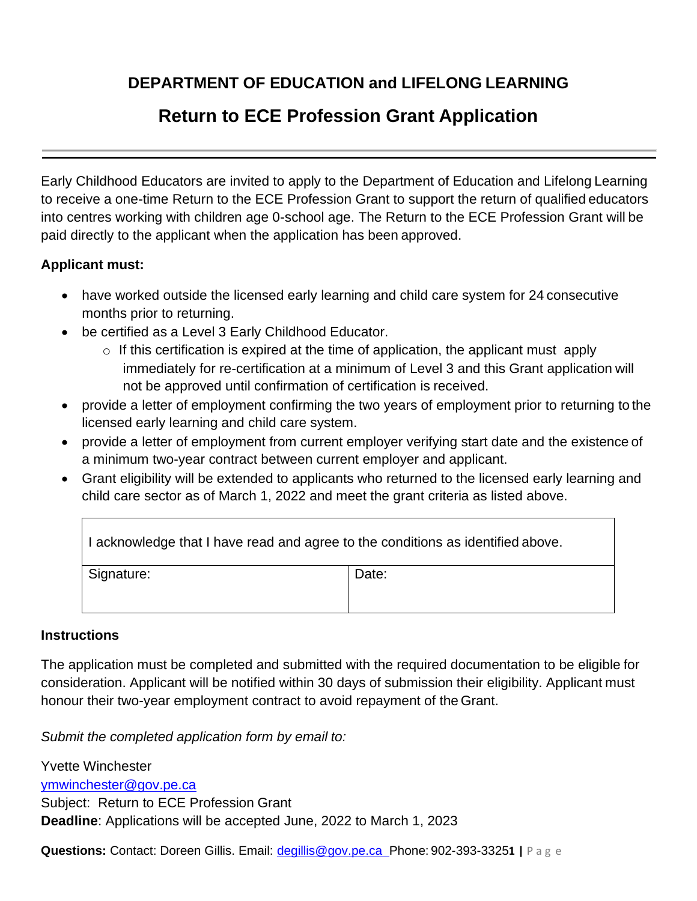## DEPARTMENT OF EDUCATION and LIFELONG LEARNING

# Return to ECE Profession Grant Application

---

Early Childhood Educators are invited to apply to the Department of Education and Lifelong Learning to receive a one-time Return to the ECE Profession Grant to support the return of qualified educators into centres working with children age 0-school age. The Return to the ECE Profession Grant will be paid directly to the applicant when the application has been approved.

**Applicant must:**

- have worked outside the licensed early learning and child care system for 24 consecutive months prior to returning.
- be certified as a Level 3 Early Childhood Educator.
  - If this certification is expired at the time of application, the applicant must apply immediately for re-certification at a minimum of Level 3 and this Grant application will not be approved until confirmation of certification is received.
- provide a letter of employment confirming the two years of employment prior to returning to the licensed early learning and child care system.
- provide a letter of employment from current employer verifying start date and the existence of a minimum two-year contract between current employer and applicant.
- Grant eligibility will be extended to applicants who returned to the licensed early learning and child care sector as of March 1, 2022 and meet the grant criteria as listed above.

| I acknowledge that I have read and agree to the conditions as identified above. | |
|---|---|
| Signature: | Date: |

**Instructions**

The application must be completed and submitted with the required documentation to be eligible for consideration. Applicant will be notified within 30 days of submission their eligibility. Applicant must honour their two-year employment contract to avoid repayment of the Grant.

*Submit the completed application form by email to:*

Yvette Winchester
ymwinchester@gov.pe.ca
Subject: Return to ECE Profession Grant
**Deadline**: Applications will be accepted June, 2022 to March 1, 2023

**Questions:** Contact: Doreen Gillis. Email: degillis@gov.pe.ca Phone: 902-393-3325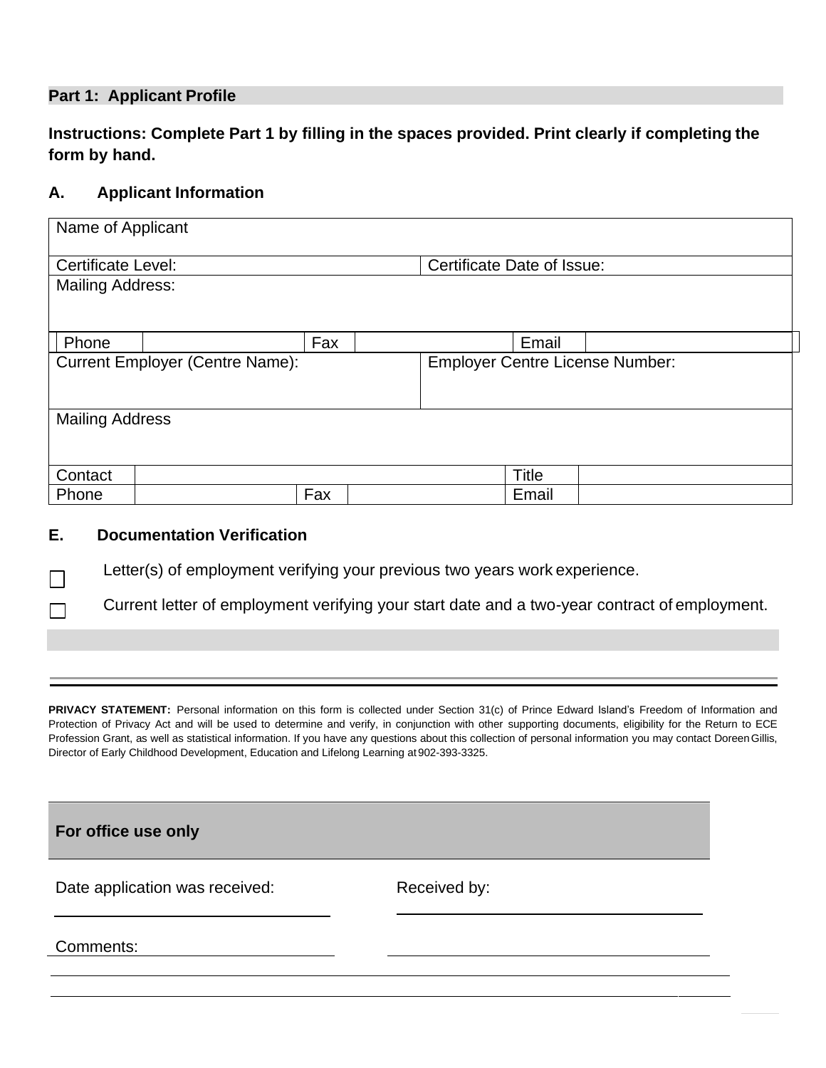## Part 1: Applicant Profile

**Instructions: Complete Part 1 by filling in the spaces provided. Print clearly if completing the form by hand.**

### A. Applicant Information

| | | | | | |
|---|---|---|---|---|---|
| Name of Applicant | | | | | |
| Certificate Level: | | | Certificate Date of Issue: | | |
| Mailing Address: | | | | | |
| Phone | | Fax | | Email | |
| Current Employer (Centre Name): | | | Employer Centre License Number: | | |
| Mailing Address | | | | | |
| Contact | | | | Title | |
| Phone | | Fax | | Email | |

### E. Documentation Verification

- ☐ Letter(s) of employment verifying your previous two years work experience.
- ☐ Current letter of employment verifying your start date and a two-year contract of employment.

**PRIVACY STATEMENT:** Personal information on this form is collected under Section 31(c) of Prince Edward Island's Freedom of Information and Protection of Privacy Act and will be used to determine and verify, in conjunction with other supporting documents, eligibility for the Return to ECE Profession Grant, as well as statistical information. If you have any questions about this collection of personal information you may contact Doreen Gillis, Director of Early Childhood Development, Education and Lifelong Learning at 902-393-3325.

**For office use only**

Date application was received: ____________________ Received by: ____________________

Comments: ____________________